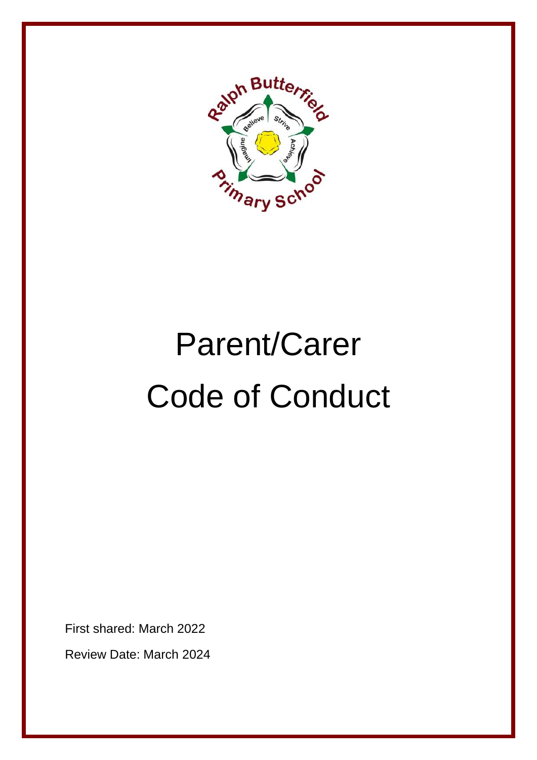# Parent/Carer Code of Conduct

First shared: March 2022

Review Date: March 2024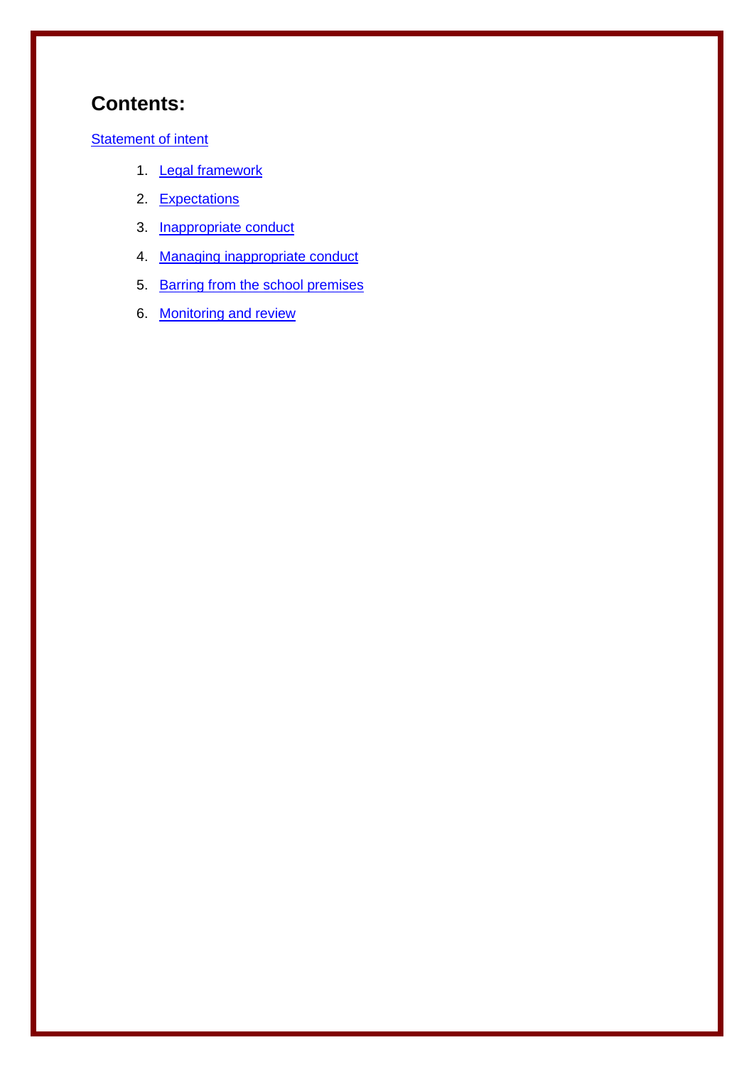## Contents:

Statement of intent

1. Legal framework
2. Expectations
3. Inappropriate conduct
4. Managing inappropriate conduct
5. Barring from the school premises
6. Monitoring and review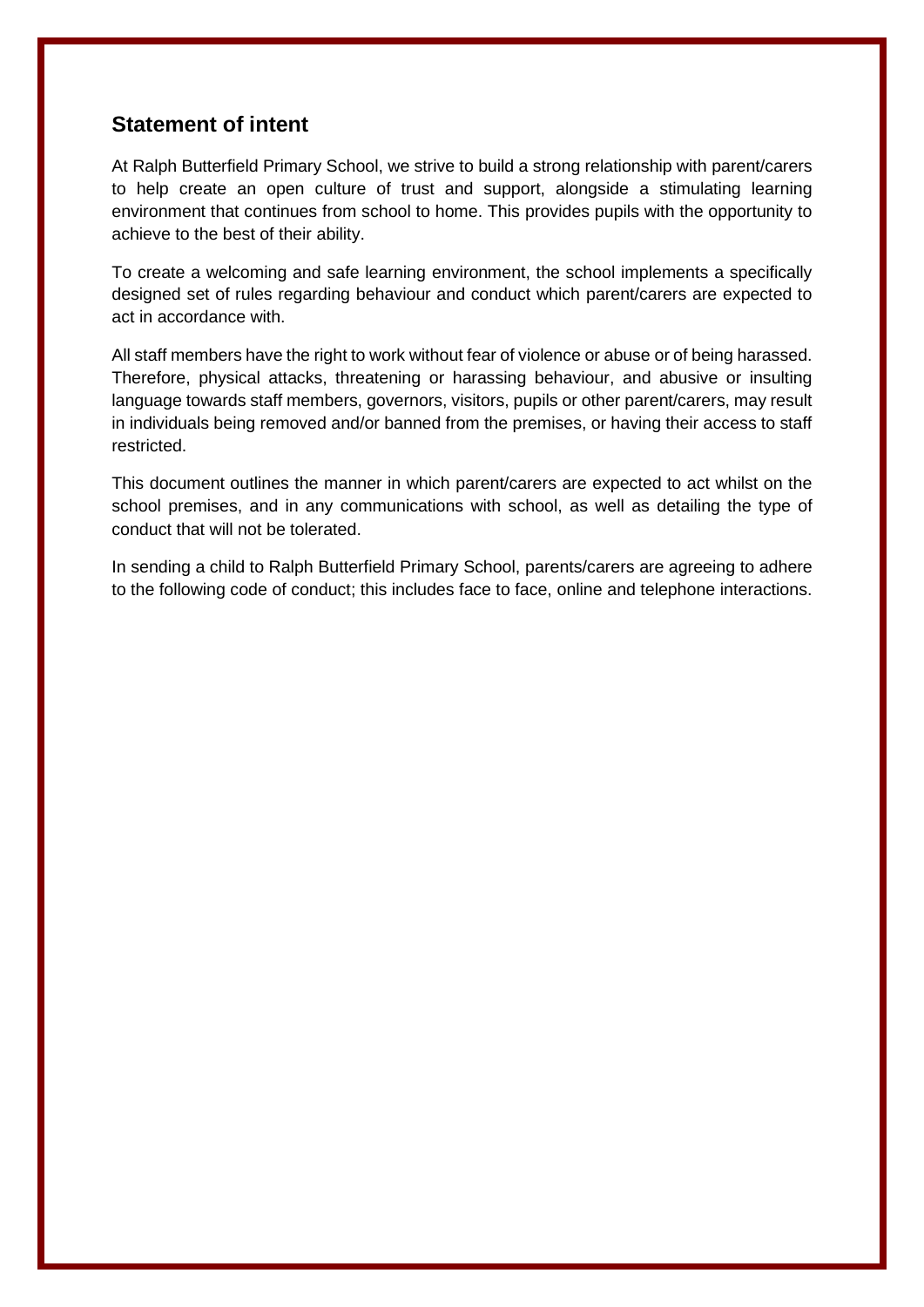## Statement of intent

At Ralph Butterfield Primary School, we strive to build a strong relationship with parent/carers to help create an open culture of trust and support, alongside a stimulating learning environment that continues from school to home. This provides pupils with the opportunity to achieve to the best of their ability.

To create a welcoming and safe learning environment, the school implements a specifically designed set of rules regarding behaviour and conduct which parent/carers are expected to act in accordance with.

All staff members have the right to work without fear of violence or abuse or of being harassed. Therefore, physical attacks, threatening or harassing behaviour, and abusive or insulting language towards staff members, governors, visitors, pupils or other parent/carers, may result in individuals being removed and/or banned from the premises, or having their access to staff restricted.

This document outlines the manner in which parent/carers are expected to act whilst on the school premises, and in any communications with school, as well as detailing the type of conduct that will not be tolerated.

In sending a child to Ralph Butterfield Primary School, parents/carers are agreeing to adhere to the following code of conduct; this includes face to face, online and telephone interactions.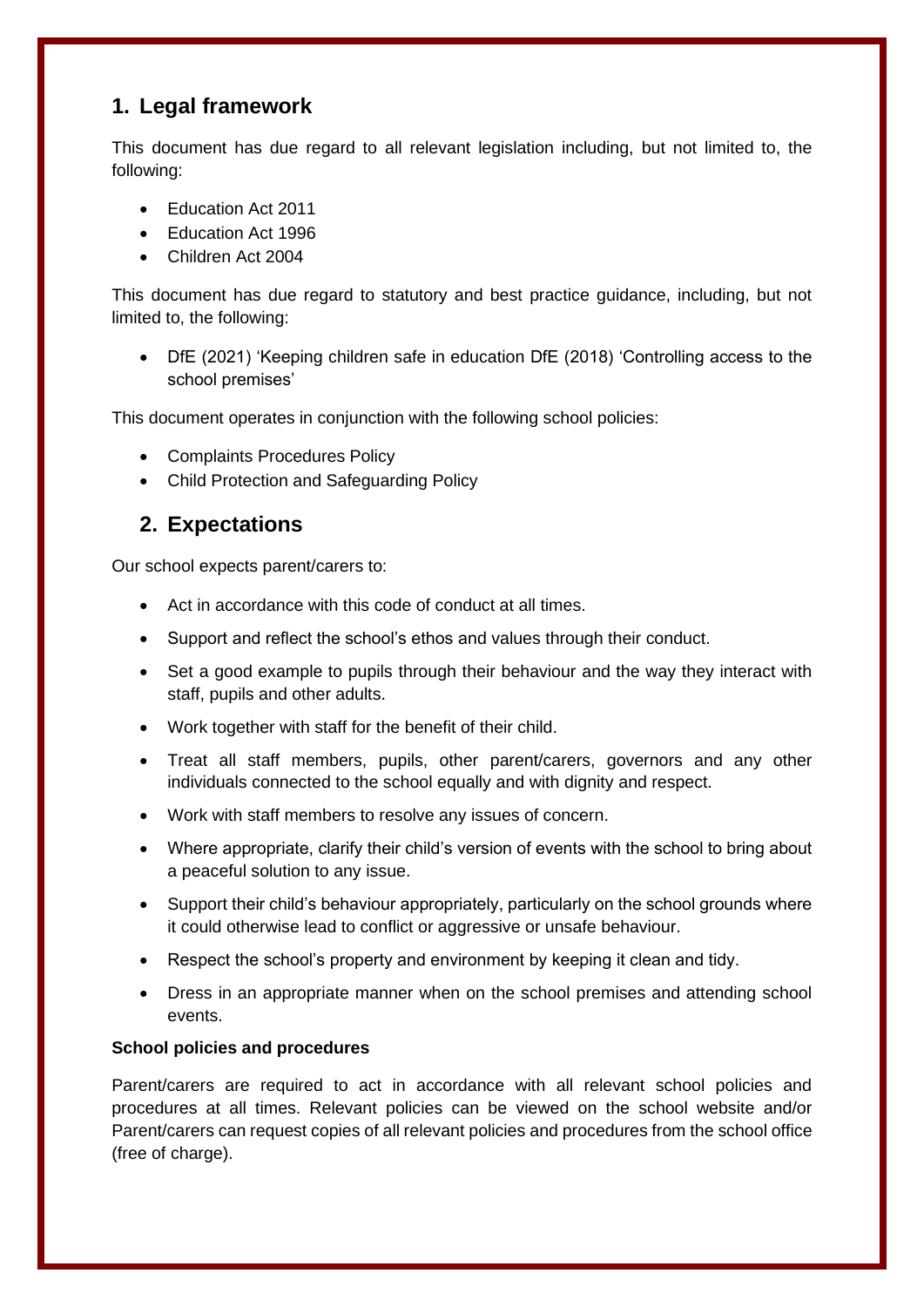## 1. Legal framework

This document has due regard to all relevant legislation including, but not limited to, the following:

- Education Act 2011
- Education Act 1996
- Children Act 2004

This document has due regard to statutory and best practice guidance, including, but not limited to, the following:

- DfE (2021) 'Keeping children safe in education DfE (2018) 'Controlling access to the school premises'

This document operates in conjunction with the following school policies:

- Complaints Procedures Policy
- Child Protection and Safeguarding Policy

## 2. Expectations

Our school expects parent/carers to:

- Act in accordance with this code of conduct at all times.
- Support and reflect the school's ethos and values through their conduct.
- Set a good example to pupils through their behaviour and the way they interact with staff, pupils and other adults.
- Work together with staff for the benefit of their child.
- Treat all staff members, pupils, other parent/carers, governors and any other individuals connected to the school equally and with dignity and respect.
- Work with staff members to resolve any issues of concern.
- Where appropriate, clarify their child's version of events with the school to bring about a peaceful solution to any issue.
- Support their child's behaviour appropriately, particularly on the school grounds where it could otherwise lead to conflict or aggressive or unsafe behaviour.
- Respect the school's property and environment by keeping it clean and tidy.
- Dress in an appropriate manner when on the school premises and attending school events.

**School policies and procedures**

Parent/carers are required to act in accordance with all relevant school policies and procedures at all times. Relevant policies can be viewed on the school website and/or Parent/carers can request copies of all relevant policies and procedures from the school office (free of charge).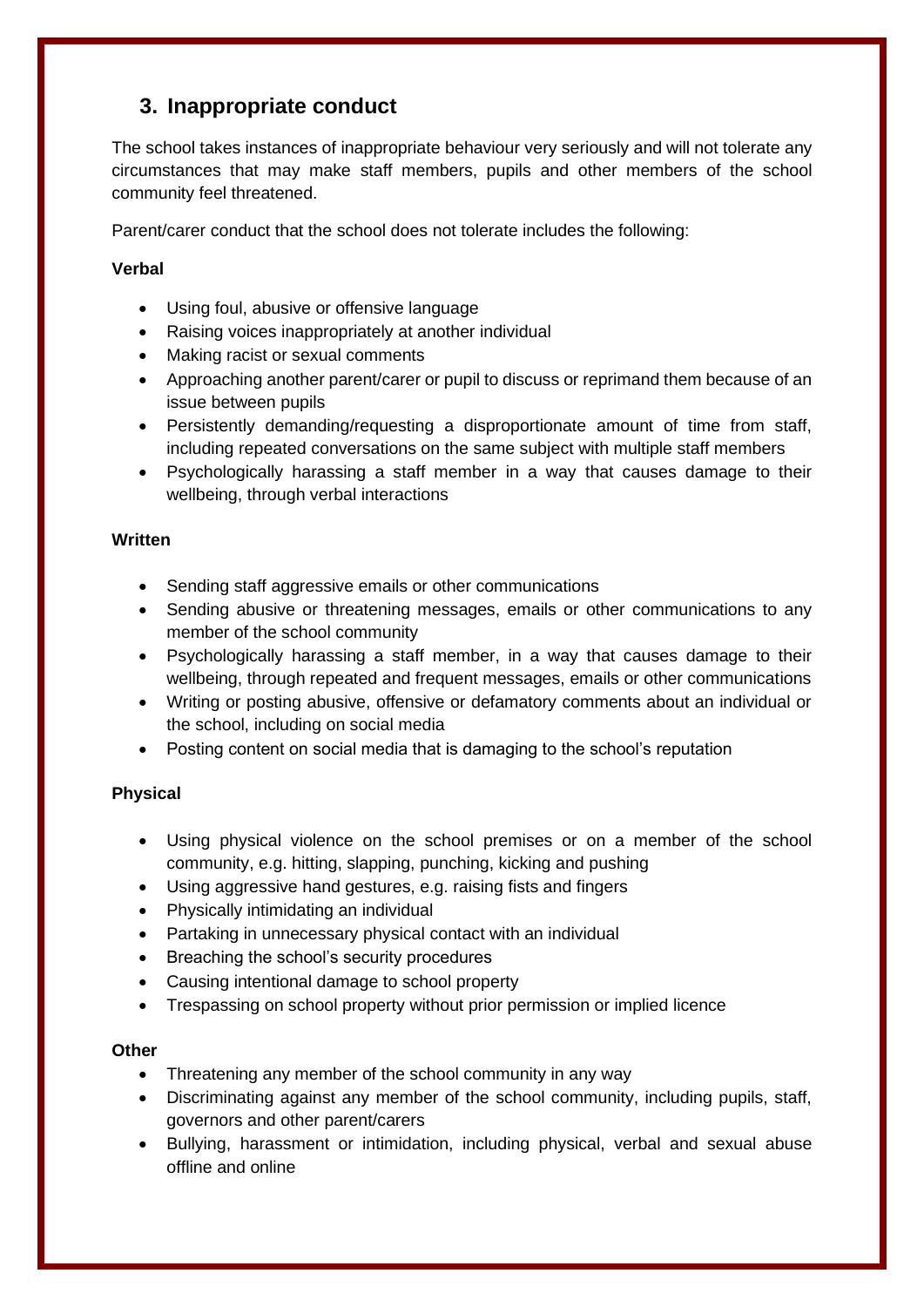## 3. Inappropriate conduct

The school takes instances of inappropriate behaviour very seriously and will not tolerate any circumstances that may make staff members, pupils and other members of the school community feel threatened.

Parent/carer conduct that the school does not tolerate includes the following:

**Verbal**

- Using foul, abusive or offensive language
- Raising voices inappropriately at another individual
- Making racist or sexual comments
- Approaching another parent/carer or pupil to discuss or reprimand them because of an issue between pupils
- Persistently demanding/requesting a disproportionate amount of time from staff, including repeated conversations on the same subject with multiple staff members
- Psychologically harassing a staff member in a way that causes damage to their wellbeing, through verbal interactions

**Written**

- Sending staff aggressive emails or other communications
- Sending abusive or threatening messages, emails or other communications to any member of the school community
- Psychologically harassing a staff member, in a way that causes damage to their wellbeing, through repeated and frequent messages, emails or other communications
- Writing or posting abusive, offensive or defamatory comments about an individual or the school, including on social media
- Posting content on social media that is damaging to the school's reputation

**Physical**

- Using physical violence on the school premises or on a member of the school community, e.g. hitting, slapping, punching, kicking and pushing
- Using aggressive hand gestures, e.g. raising fists and fingers
- Physically intimidating an individual
- Partaking in unnecessary physical contact with an individual
- Breaching the school's security procedures
- Causing intentional damage to school property
- Trespassing on school property without prior permission or implied licence

**Other**

- Threatening any member of the school community in any way
- Discriminating against any member of the school community, including pupils, staff, governors and other parent/carers
- Bullying, harassment or intimidation, including physical, verbal and sexual abuse offline and online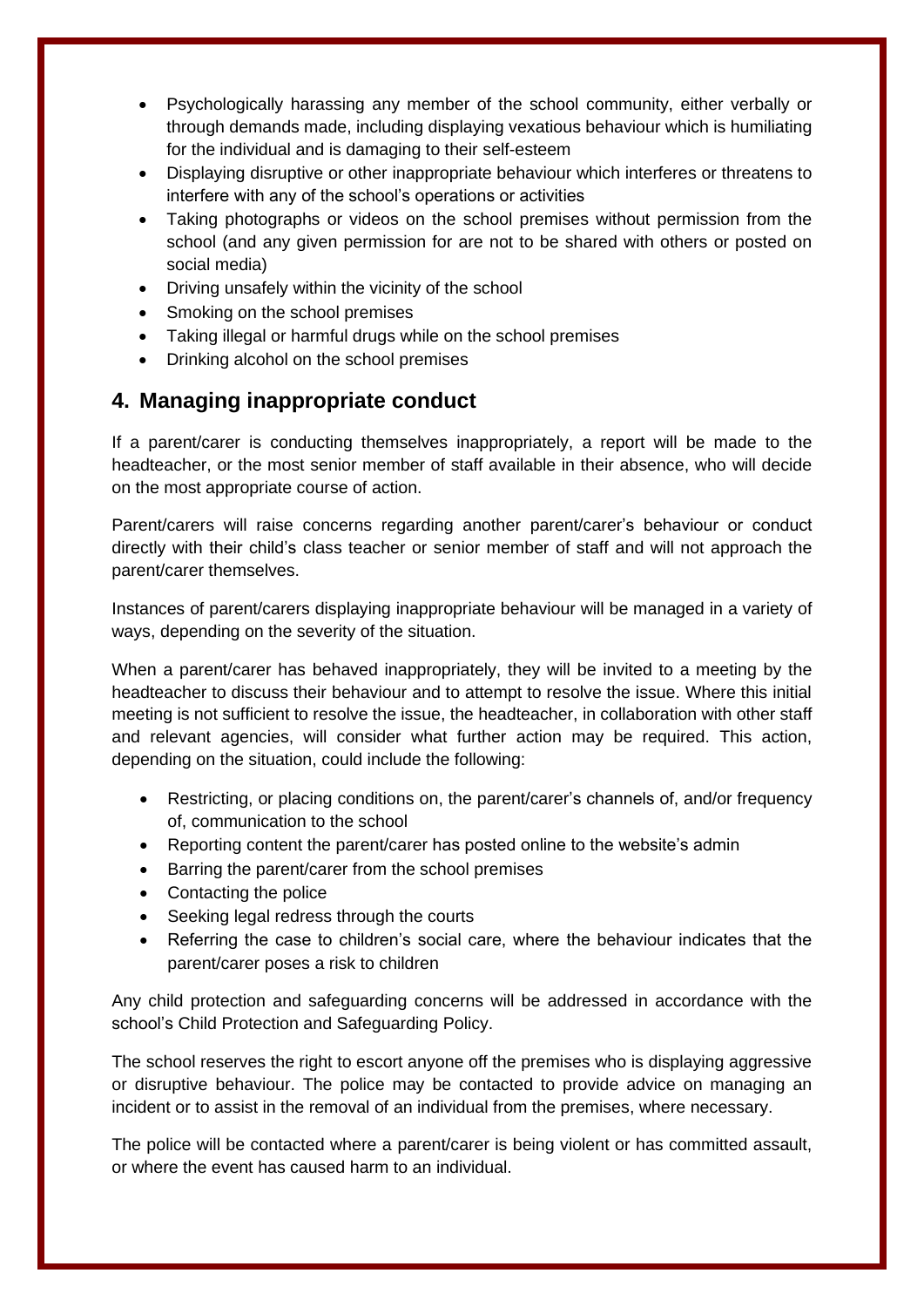- Psychologically harassing any member of the school community, either verbally or through demands made, including displaying vexatious behaviour which is humiliating for the individual and is damaging to their self-esteem
- Displaying disruptive or other inappropriate behaviour which interferes or threatens to interfere with any of the school's operations or activities
- Taking photographs or videos on the school premises without permission from the school (and any given permission for are not to be shared with others or posted on social media)
- Driving unsafely within the vicinity of the school
- Smoking on the school premises
- Taking illegal or harmful drugs while on the school premises
- Drinking alcohol on the school premises

## 4. Managing inappropriate conduct

If a parent/carer is conducting themselves inappropriately, a report will be made to the headteacher, or the most senior member of staff available in their absence, who will decide on the most appropriate course of action.

Parent/carers will raise concerns regarding another parent/carer's behaviour or conduct directly with their child's class teacher or senior member of staff and will not approach the parent/carer themselves.

Instances of parent/carers displaying inappropriate behaviour will be managed in a variety of ways, depending on the severity of the situation.

When a parent/carer has behaved inappropriately, they will be invited to a meeting by the headteacher to discuss their behaviour and to attempt to resolve the issue. Where this initial meeting is not sufficient to resolve the issue, the headteacher, in collaboration with other staff and relevant agencies, will consider what further action may be required. This action, depending on the situation, could include the following:

- Restricting, or placing conditions on, the parent/carer's channels of, and/or frequency of, communication to the school
- Reporting content the parent/carer has posted online to the website's admin
- Barring the parent/carer from the school premises
- Contacting the police
- Seeking legal redress through the courts
- Referring the case to children's social care, where the behaviour indicates that the parent/carer poses a risk to children

Any child protection and safeguarding concerns will be addressed in accordance with the school's Child Protection and Safeguarding Policy.

The school reserves the right to escort anyone off the premises who is displaying aggressive or disruptive behaviour. The police may be contacted to provide advice on managing an incident or to assist in the removal of an individual from the premises, where necessary.

The police will be contacted where a parent/carer is being violent or has committed assault, or where the event has caused harm to an individual.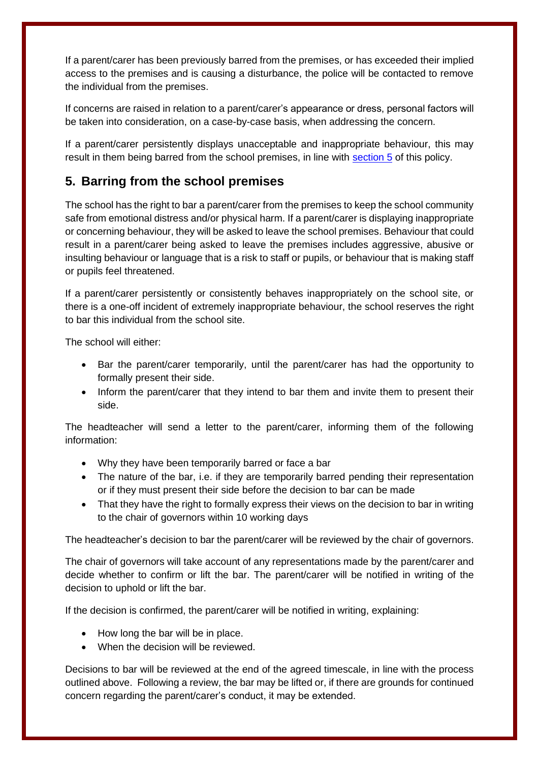If a parent/carer has been previously barred from the premises, or has exceeded their implied access to the premises and is causing a disturbance, the police will be contacted to remove the individual from the premises.

If concerns are raised in relation to a parent/carer's appearance or dress, personal factors will be taken into consideration, on a case-by-case basis, when addressing the concern.

If a parent/carer persistently displays unacceptable and inappropriate behaviour, this may result in them being barred from the school premises, in line with [section 5](#) of this policy.

## 5. Barring from the school premises

The school has the right to bar a parent/carer from the premises to keep the school community safe from emotional distress and/or physical harm. If a parent/carer is displaying inappropriate or concerning behaviour, they will be asked to leave the school premises. Behaviour that could result in a parent/carer being asked to leave the premises includes aggressive, abusive or insulting behaviour or language that is a risk to staff or pupils, or behaviour that is making staff or pupils feel threatened.

If a parent/carer persistently or consistently behaves inappropriately on the school site, or there is a one-off incident of extremely inappropriate behaviour, the school reserves the right to bar this individual from the school site.

The school will either:

- Bar the parent/carer temporarily, until the parent/carer has had the opportunity to formally present their side.
- Inform the parent/carer that they intend to bar them and invite them to present their side.

The headteacher will send a letter to the parent/carer, informing them of the following information:

- Why they have been temporarily barred or face a bar
- The nature of the bar, i.e. if they are temporarily barred pending their representation or if they must present their side before the decision to bar can be made
- That they have the right to formally express their views on the decision to bar in writing to the chair of governors within 10 working days

The headteacher's decision to bar the parent/carer will be reviewed by the chair of governors.

The chair of governors will take account of any representations made by the parent/carer and decide whether to confirm or lift the bar. The parent/carer will be notified in writing of the decision to uphold or lift the bar.

If the decision is confirmed, the parent/carer will be notified in writing, explaining:

- How long the bar will be in place.
- When the decision will be reviewed.

Decisions to bar will be reviewed at the end of the agreed timescale, in line with the process outlined above. Following a review, the bar may be lifted or, if there are grounds for continued concern regarding the parent/carer's conduct, it may be extended.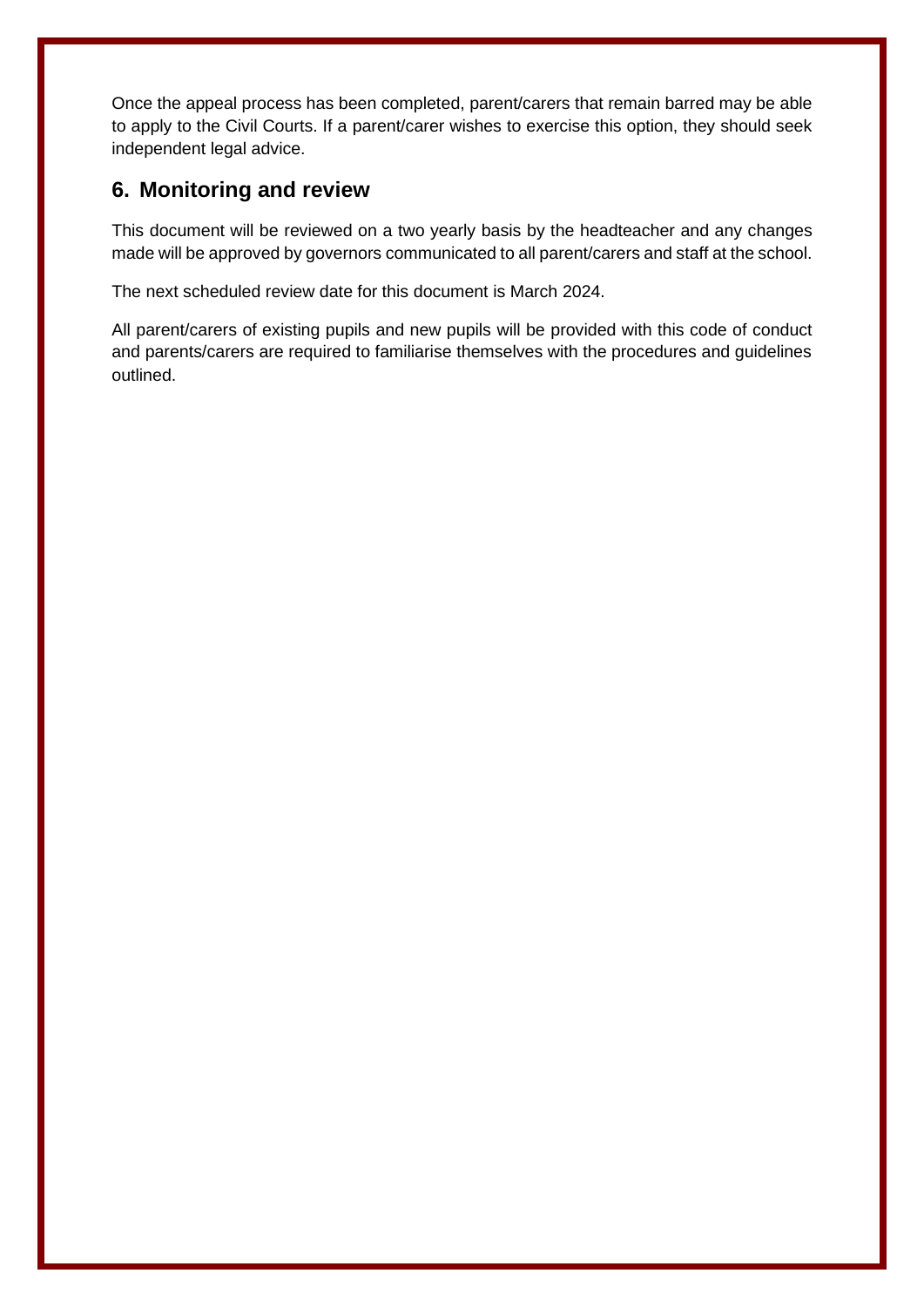Once the appeal process has been completed, parent/carers that remain barred may be able to apply to the Civil Courts. If a parent/carer wishes to exercise this option, they should seek independent legal advice.

## 6. Monitoring and review

This document will be reviewed on a two yearly basis by the headteacher and any changes made will be approved by governors communicated to all parent/carers and staff at the school.

The next scheduled review date for this document is March 2024.

All parent/carers of existing pupils and new pupils will be provided with this code of conduct and parents/carers are required to familiarise themselves with the procedures and guidelines outlined.